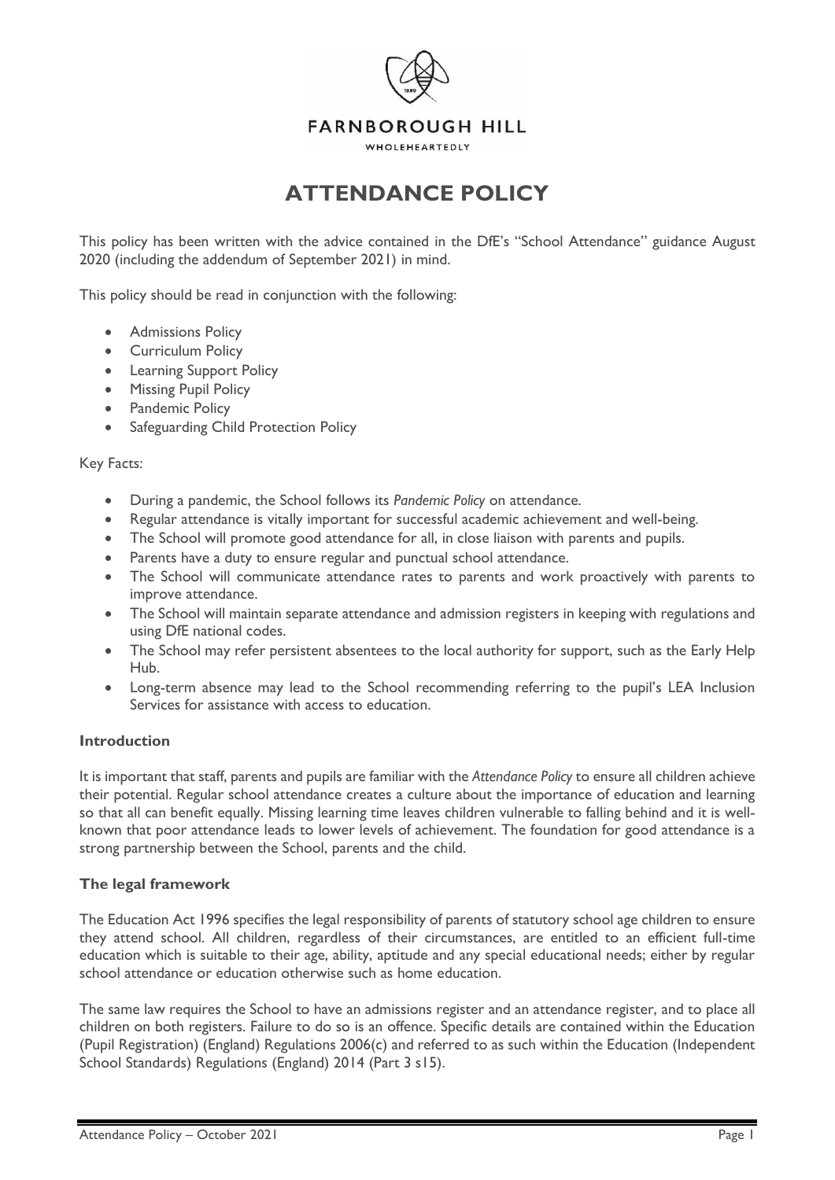FARNBOROUGH HILL

WHOLEHEARTEDLY

# ATTENDANCE POLICY

This policy has been written with the advice contained in the DfE's "School Attendance" guidance August 2020 (including the addendum of September 2021) in mind.

This policy should be read in conjunction with the following:

- Admissions Policy
- Curriculum Policy
- Learning Support Policy
- Missing Pupil Policy
- Pandemic Policy
- Safeguarding Child Protection Policy

Key Facts:

- During a pandemic, the School follows its *Pandemic Policy* on attendance.
- Regular attendance is vitally important for successful academic achievement and well-being.
- The School will promote good attendance for all, in close liaison with parents and pupils.
- Parents have a duty to ensure regular and punctual school attendance.
- The School will communicate attendance rates to parents and work proactively with parents to improve attendance.
- The School will maintain separate attendance and admission registers in keeping with regulations and using DfE national codes.
- The School may refer persistent absentees to the local authority for support, such as the Early Help Hub.
- Long-term absence may lead to the School recommending referring to the pupil's LEA Inclusion Services for assistance with access to education.

### Introduction

It is important that staff, parents and pupils are familiar with the *Attendance Policy* to ensure all children achieve their potential. Regular school attendance creates a culture about the importance of education and learning so that all can benefit equally. Missing learning time leaves children vulnerable to falling behind and it is well-known that poor attendance leads to lower levels of achievement. The foundation for good attendance is a strong partnership between the School, parents and the child.

### The legal framework

The Education Act 1996 specifies the legal responsibility of parents of statutory school age children to ensure they attend school. All children, regardless of their circumstances, are entitled to an efficient full-time education which is suitable to their age, ability, aptitude and any special educational needs; either by regular school attendance or education otherwise such as home education.

The same law requires the School to have an admissions register and an attendance register, and to place all children on both registers. Failure to do so is an offence. Specific details are contained within the Education (Pupil Registration) (England) Regulations 2006(c) and referred to as such within the Education (Independent School Standards) Regulations (England) 2014 (Part 3 s15).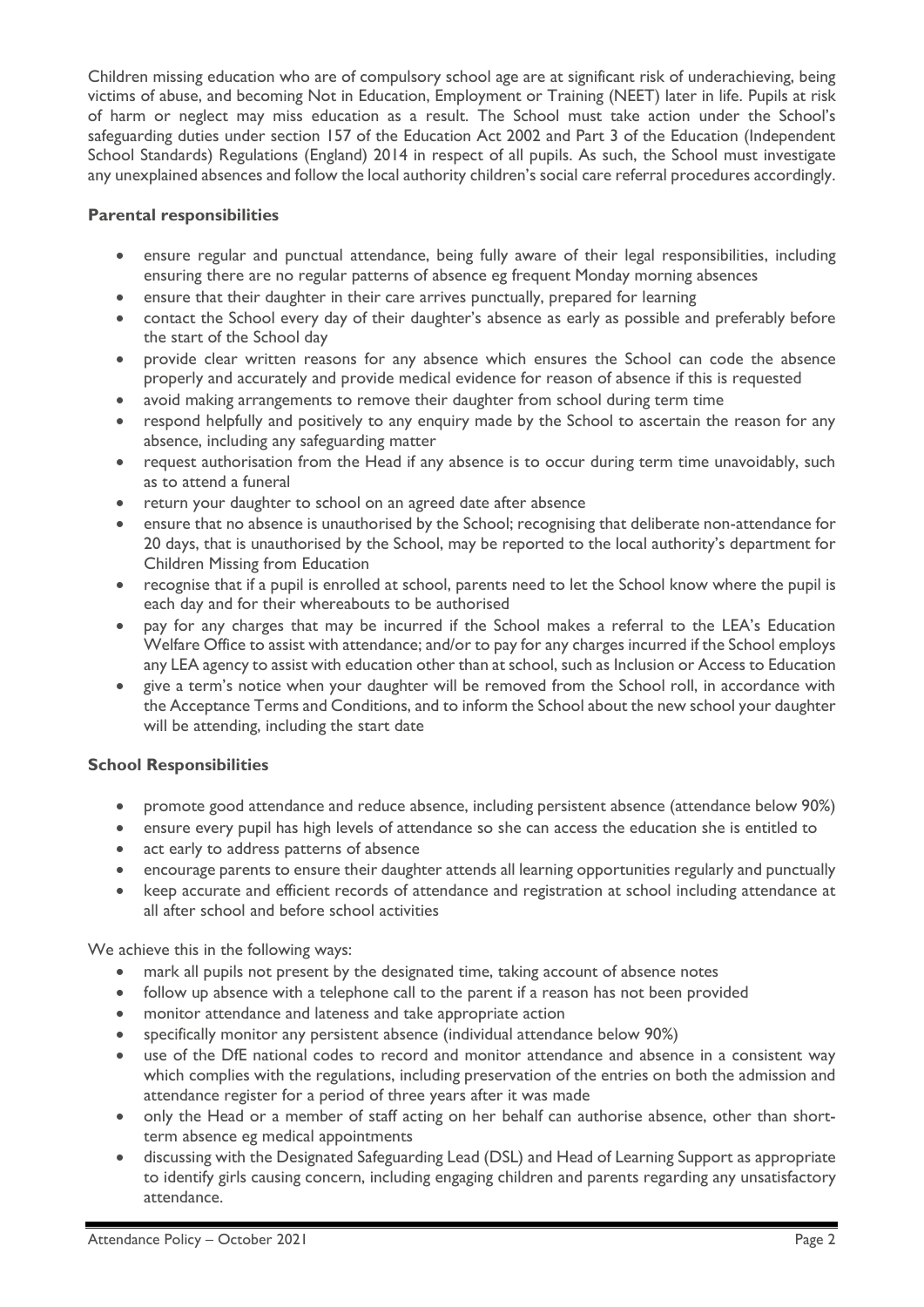Children missing education who are of compulsory school age are at significant risk of underachieving, being victims of abuse, and becoming Not in Education, Employment or Training (NEET) later in life. Pupils at risk of harm or neglect may miss education as a result. The School must take action under the School's safeguarding duties under section 157 of the Education Act 2002 and Part 3 of the Education (Independent School Standards) Regulations (England) 2014 in respect of all pupils. As such, the School must investigate any unexplained absences and follow the local authority children's social care referral procedures accordingly.

**Parental responsibilities**

- ensure regular and punctual attendance, being fully aware of their legal responsibilities, including ensuring there are no regular patterns of absence eg frequent Monday morning absences
- ensure that their daughter in their care arrives punctually, prepared for learning
- contact the School every day of their daughter's absence as early as possible and preferably before the start of the School day
- provide clear written reasons for any absence which ensures the School can code the absence properly and accurately and provide medical evidence for reason of absence if this is requested
- avoid making arrangements to remove their daughter from school during term time
- respond helpfully and positively to any enquiry made by the School to ascertain the reason for any absence, including any safeguarding matter
- request authorisation from the Head if any absence is to occur during term time unavoidably, such as to attend a funeral
- return your daughter to school on an agreed date after absence
- ensure that no absence is unauthorised by the School; recognising that deliberate non-attendance for 20 days, that is unauthorised by the School, may be reported to the local authority's department for Children Missing from Education
- recognise that if a pupil is enrolled at school, parents need to let the School know where the pupil is each day and for their whereabouts to be authorised
- pay for any charges that may be incurred if the School makes a referral to the LEA's Education Welfare Office to assist with attendance; and/or to pay for any charges incurred if the School employs any LEA agency to assist with education other than at school, such as Inclusion or Access to Education
- give a term's notice when your daughter will be removed from the School roll, in accordance with the Acceptance Terms and Conditions, and to inform the School about the new school your daughter will be attending, including the start date

**School Responsibilities**

- promote good attendance and reduce absence, including persistent absence (attendance below 90%)
- ensure every pupil has high levels of attendance so she can access the education she is entitled to
- act early to address patterns of absence
- encourage parents to ensure their daughter attends all learning opportunities regularly and punctually
- keep accurate and efficient records of attendance and registration at school including attendance at all after school and before school activities

We achieve this in the following ways:

- mark all pupils not present by the designated time, taking account of absence notes
- follow up absence with a telephone call to the parent if a reason has not been provided
- monitor attendance and lateness and take appropriate action
- specifically monitor any persistent absence (individual attendance below 90%)
- use of the DfE national codes to record and monitor attendance and absence in a consistent way which complies with the regulations, including preservation of the entries on both the admission and attendance register for a period of three years after it was made
- only the Head or a member of staff acting on her behalf can authorise absence, other than short-term absence eg medical appointments
- discussing with the Designated Safeguarding Lead (DSL) and Head of Learning Support as appropriate to identify girls causing concern, including engaging children and parents regarding any unsatisfactory attendance.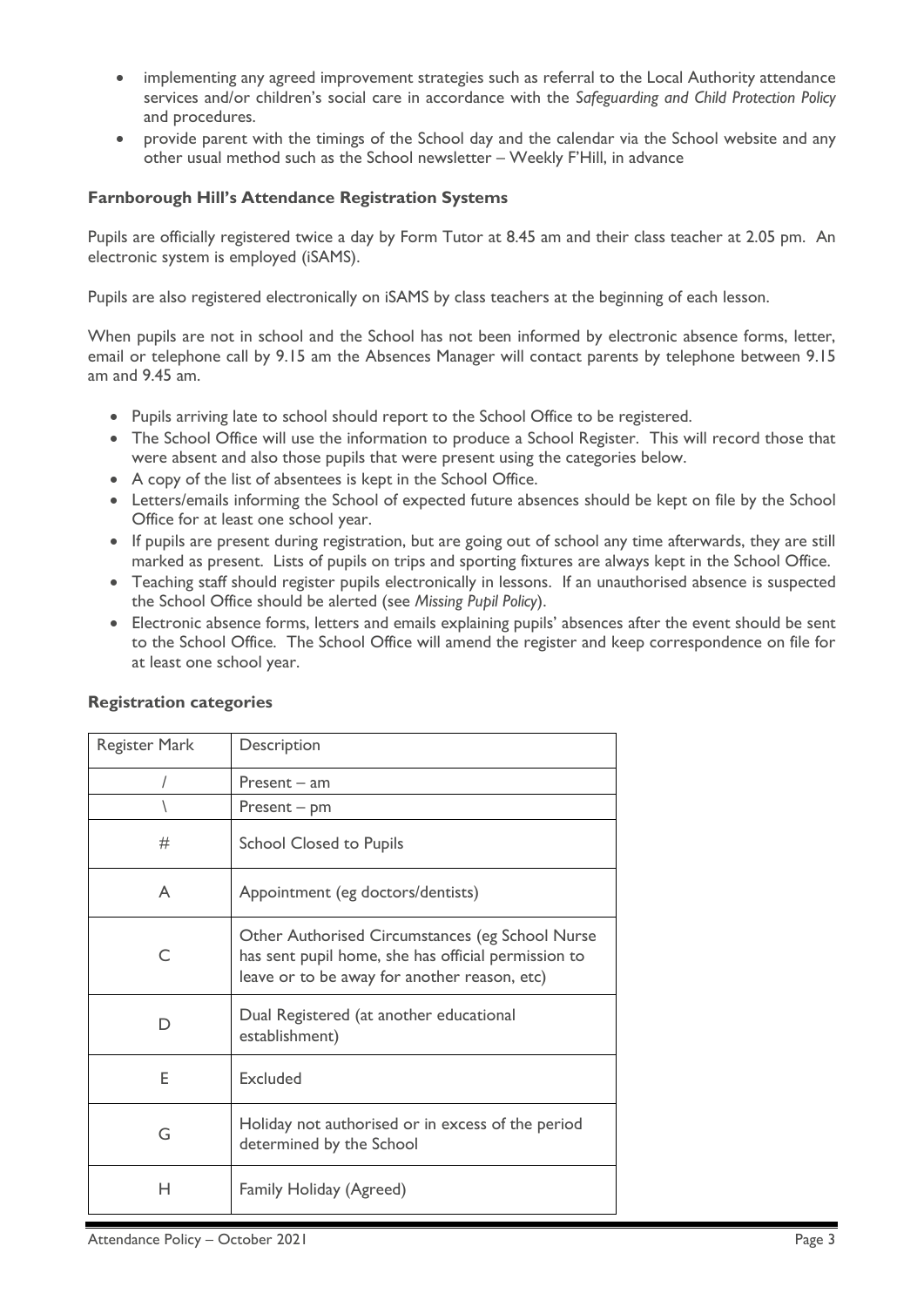- implementing any agreed improvement strategies such as referral to the Local Authority attendance services and/or children's social care in accordance with the *Safeguarding and Child Protection Policy* and procedures.
- provide parent with the timings of the School day and the calendar via the School website and any other usual method such as the School newsletter – Weekly F'Hill, in advance

**Farnborough Hill's Attendance Registration Systems**

Pupils are officially registered twice a day by Form Tutor at 8.45 am and their class teacher at 2.05 pm. An electronic system is employed (iSAMS).

Pupils are also registered electronically on iSAMS by class teachers at the beginning of each lesson.

When pupils are not in school and the School has not been informed by electronic absence forms, letter, email or telephone call by 9.15 am the Absences Manager will contact parents by telephone between 9.15 am and 9.45 am.

- Pupils arriving late to school should report to the School Office to be registered.
- The School Office will use the information to produce a School Register. This will record those that were absent and also those pupils that were present using the categories below.
- A copy of the list of absentees is kept in the School Office.
- Letters/emails informing the School of expected future absences should be kept on file by the School Office for at least one school year.
- If pupils are present during registration, but are going out of school any time afterwards, they are still marked as present. Lists of pupils on trips and sporting fixtures are always kept in the School Office.
- Teaching staff should register pupils electronically in lessons. If an unauthorised absence is suspected the School Office should be alerted (see *Missing Pupil Policy*).
- Electronic absence forms, letters and emails explaining pupils' absences after the event should be sent to the School Office. The School Office will amend the register and keep correspondence on file for at least one school year.

**Registration categories**

| Register Mark | Description |
|---|---|
| / | Present – am |
| \ | Present – pm |
| # | School Closed to Pupils |
| A | Appointment (eg doctors/dentists) |
| C | Other Authorised Circumstances (eg School Nurse has sent pupil home, she has official permission to leave or to be away for another reason, etc) |
| D | Dual Registered (at another educational establishment) |
| E | Excluded |
| G | Holiday not authorised or in excess of the period determined by the School |
| H | Family Holiday (Agreed) |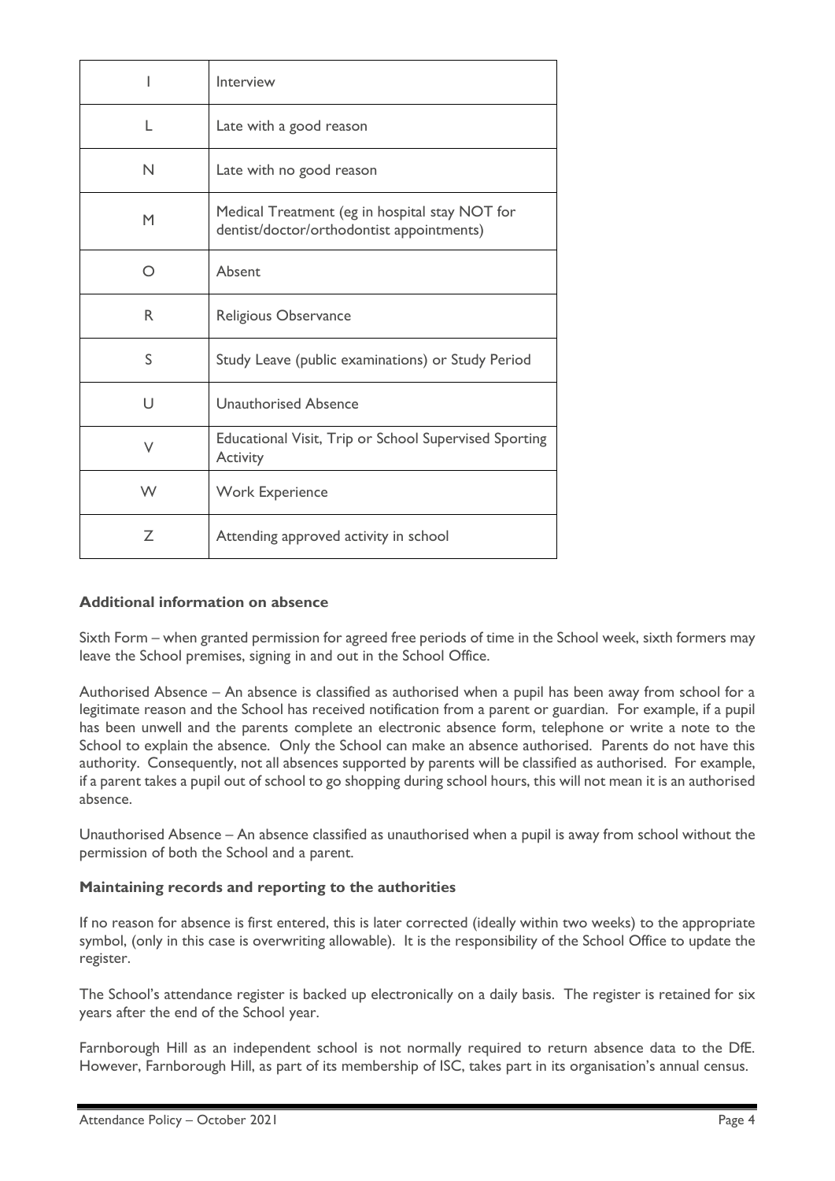| | |
|---|---|
| I | Interview |
| L | Late with a good reason |
| N | Late with no good reason |
| M | Medical Treatment (eg in hospital stay NOT for dentist/doctor/orthodontist appointments) |
| O | Absent |
| R | Religious Observance |
| S | Study Leave (public examinations) or Study Period |
| U | Unauthorised Absence |
| V | Educational Visit, Trip or School Supervised Sporting Activity |
| W | Work Experience |
| Z | Attending approved activity in school |

**Additional information on absence**

Sixth Form – when granted permission for agreed free periods of time in the School week, sixth formers may leave the School premises, signing in and out in the School Office.

Authorised Absence – An absence is classified as authorised when a pupil has been away from school for a legitimate reason and the School has received notification from a parent or guardian. For example, if a pupil has been unwell and the parents complete an electronic absence form, telephone or write a note to the School to explain the absence. Only the School can make an absence authorised. Parents do not have this authority. Consequently, not all absences supported by parents will be classified as authorised. For example, if a parent takes a pupil out of school to go shopping during school hours, this will not mean it is an authorised absence.

Unauthorised Absence – An absence classified as unauthorised when a pupil is away from school without the permission of both the School and a parent.

**Maintaining records and reporting to the authorities**

If no reason for absence is first entered, this is later corrected (ideally within two weeks) to the appropriate symbol, (only in this case is overwriting allowable). It is the responsibility of the School Office to update the register.

The School's attendance register is backed up electronically on a daily basis. The register is retained for six years after the end of the School year.

Farnborough Hill as an independent school is not normally required to return absence data to the DfE. However, Farnborough Hill, as part of its membership of ISC, takes part in its organisation's annual census.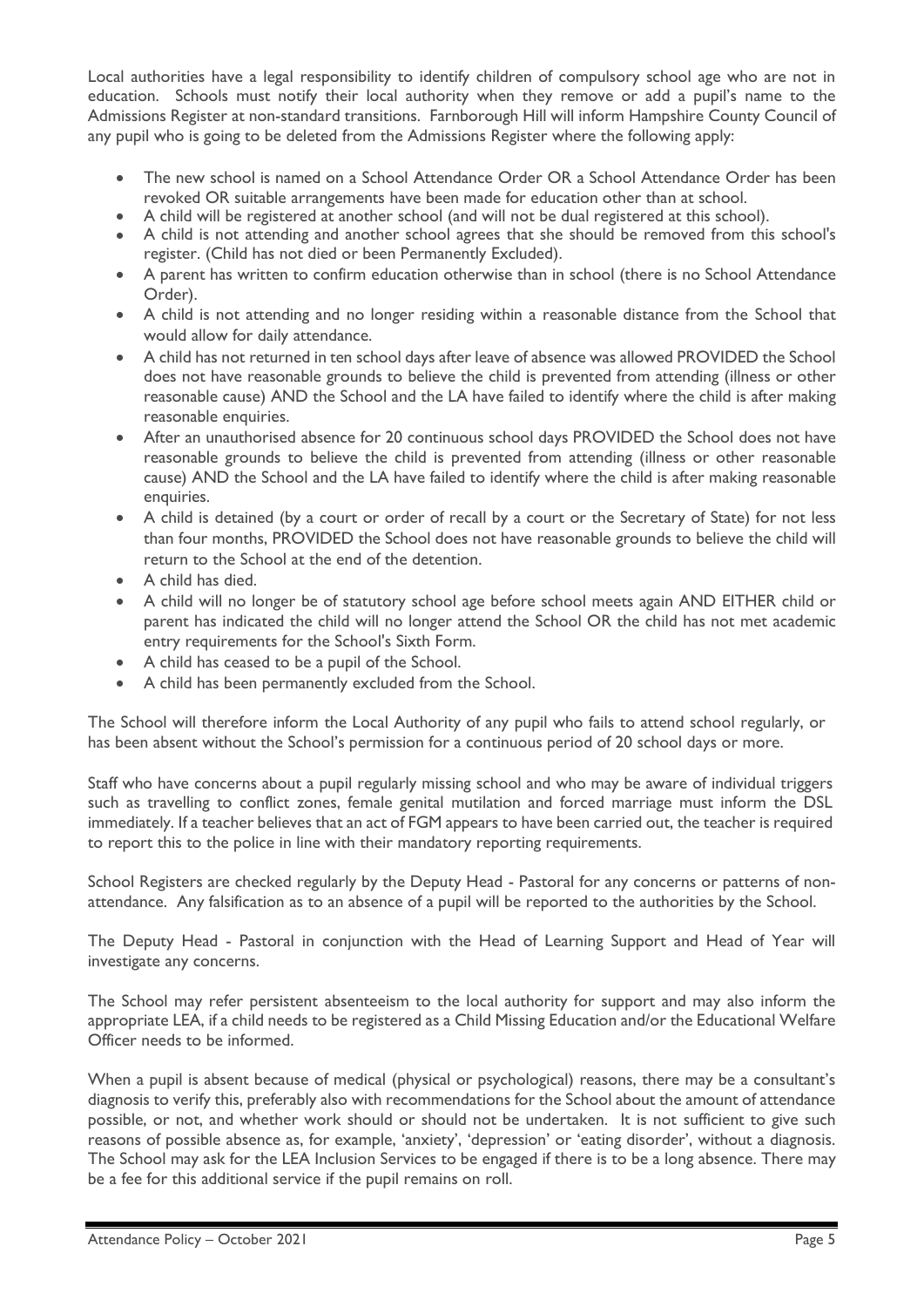Local authorities have a legal responsibility to identify children of compulsory school age who are not in education. Schools must notify their local authority when they remove or add a pupil's name to the Admissions Register at non-standard transitions. Farnborough Hill will inform Hampshire County Council of any pupil who is going to be deleted from the Admissions Register where the following apply:

- The new school is named on a School Attendance Order OR a School Attendance Order has been revoked OR suitable arrangements have been made for education other than at school.
- A child will be registered at another school (and will not be dual registered at this school).
- A child is not attending and another school agrees that she should be removed from this school's register. (Child has not died or been Permanently Excluded).
- A parent has written to confirm education otherwise than in school (there is no School Attendance Order).
- A child is not attending and no longer residing within a reasonable distance from the School that would allow for daily attendance.
- A child has not returned in ten school days after leave of absence was allowed PROVIDED the School does not have reasonable grounds to believe the child is prevented from attending (illness or other reasonable cause) AND the School and the LA have failed to identify where the child is after making reasonable enquiries.
- After an unauthorised absence for 20 continuous school days PROVIDED the School does not have reasonable grounds to believe the child is prevented from attending (illness or other reasonable cause) AND the School and the LA have failed to identify where the child is after making reasonable enquiries.
- A child is detained (by a court or order of recall by a court or the Secretary of State) for not less than four months, PROVIDED the School does not have reasonable grounds to believe the child will return to the School at the end of the detention.
- A child has died.
- A child will no longer be of statutory school age before school meets again AND EITHER child or parent has indicated the child will no longer attend the School OR the child has not met academic entry requirements for the School's Sixth Form.
- A child has ceased to be a pupil of the School.
- A child has been permanently excluded from the School.

The School will therefore inform the Local Authority of any pupil who fails to attend school regularly, or has been absent without the School's permission for a continuous period of 20 school days or more.

Staff who have concerns about a pupil regularly missing school and who may be aware of individual triggers such as travelling to conflict zones, female genital mutilation and forced marriage must inform the DSL immediately. If a teacher believes that an act of FGM appears to have been carried out, the teacher is required to report this to the police in line with their mandatory reporting requirements.

School Registers are checked regularly by the Deputy Head - Pastoral for any concerns or patterns of non-attendance. Any falsification as to an absence of a pupil will be reported to the authorities by the School.

The Deputy Head - Pastoral in conjunction with the Head of Learning Support and Head of Year will investigate any concerns.

The School may refer persistent absenteeism to the local authority for support and may also inform the appropriate LEA, if a child needs to be registered as a Child Missing Education and/or the Educational Welfare Officer needs to be informed.

When a pupil is absent because of medical (physical or psychological) reasons, there may be a consultant's diagnosis to verify this, preferably also with recommendations for the School about the amount of attendance possible, or not, and whether work should or should not be undertaken. It is not sufficient to give such reasons of possible absence as, for example, 'anxiety', 'depression' or 'eating disorder', without a diagnosis. The School may ask for the LEA Inclusion Services to be engaged if there is to be a long absence. There may be a fee for this additional service if the pupil remains on roll.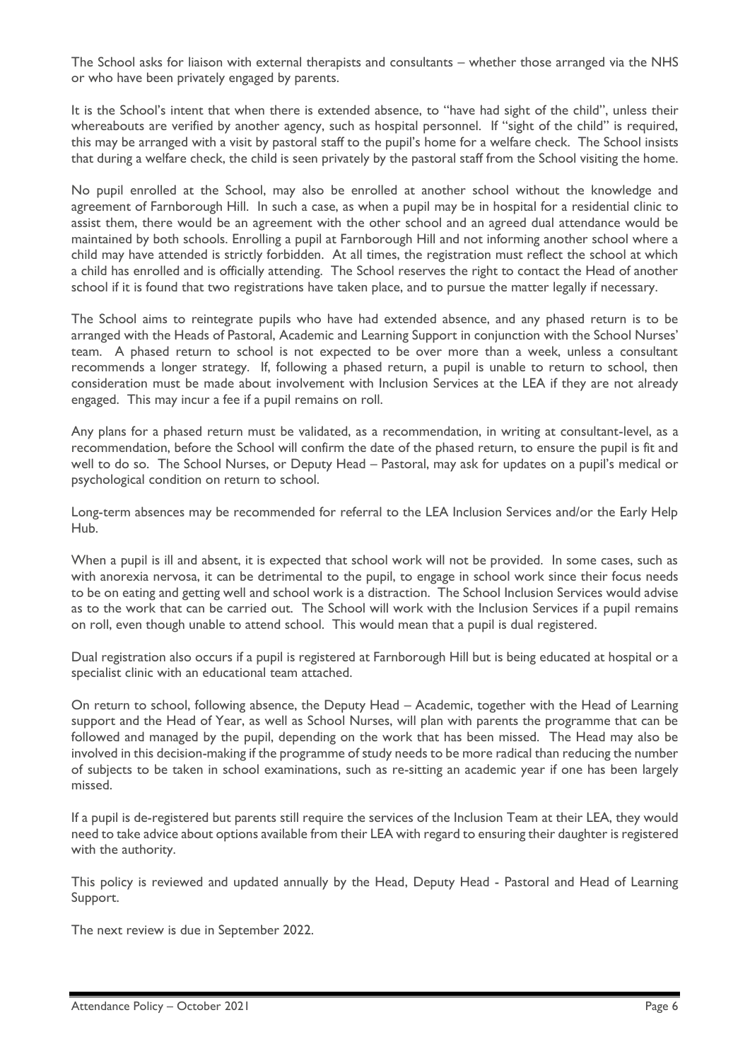The School asks for liaison with external therapists and consultants – whether those arranged via the NHS or who have been privately engaged by parents.

It is the School's intent that when there is extended absence, to "have had sight of the child", unless their whereabouts are verified by another agency, such as hospital personnel. If "sight of the child" is required, this may be arranged with a visit by pastoral staff to the pupil's home for a welfare check. The School insists that during a welfare check, the child is seen privately by the pastoral staff from the School visiting the home.

No pupil enrolled at the School, may also be enrolled at another school without the knowledge and agreement of Farnborough Hill. In such a case, as when a pupil may be in hospital for a residential clinic to assist them, there would be an agreement with the other school and an agreed dual attendance would be maintained by both schools. Enrolling a pupil at Farnborough Hill and not informing another school where a child may have attended is strictly forbidden. At all times, the registration must reflect the school at which a child has enrolled and is officially attending. The School reserves the right to contact the Head of another school if it is found that two registrations have taken place, and to pursue the matter legally if necessary.

The School aims to reintegrate pupils who have had extended absence, and any phased return is to be arranged with the Heads of Pastoral, Academic and Learning Support in conjunction with the School Nurses' team. A phased return to school is not expected to be over more than a week, unless a consultant recommends a longer strategy. If, following a phased return, a pupil is unable to return to school, then consideration must be made about involvement with Inclusion Services at the LEA if they are not already engaged. This may incur a fee if a pupil remains on roll.

Any plans for a phased return must be validated, as a recommendation, in writing at consultant-level, as a recommendation, before the School will confirm the date of the phased return, to ensure the pupil is fit and well to do so. The School Nurses, or Deputy Head – Pastoral, may ask for updates on a pupil's medical or psychological condition on return to school.

Long-term absences may be recommended for referral to the LEA Inclusion Services and/or the Early Help Hub.

When a pupil is ill and absent, it is expected that school work will not be provided. In some cases, such as with anorexia nervosa, it can be detrimental to the pupil, to engage in school work since their focus needs to be on eating and getting well and school work is a distraction. The School Inclusion Services would advise as to the work that can be carried out. The School will work with the Inclusion Services if a pupil remains on roll, even though unable to attend school. This would mean that a pupil is dual registered.

Dual registration also occurs if a pupil is registered at Farnborough Hill but is being educated at hospital or a specialist clinic with an educational team attached.

On return to school, following absence, the Deputy Head – Academic, together with the Head of Learning support and the Head of Year, as well as School Nurses, will plan with parents the programme that can be followed and managed by the pupil, depending on the work that has been missed. The Head may also be involved in this decision-making if the programme of study needs to be more radical than reducing the number of subjects to be taken in school examinations, such as re-sitting an academic year if one has been largely missed.

If a pupil is de-registered but parents still require the services of the Inclusion Team at their LEA, they would need to take advice about options available from their LEA with regard to ensuring their daughter is registered with the authority.

This policy is reviewed and updated annually by the Head, Deputy Head - Pastoral and Head of Learning Support.

The next review is due in September 2022.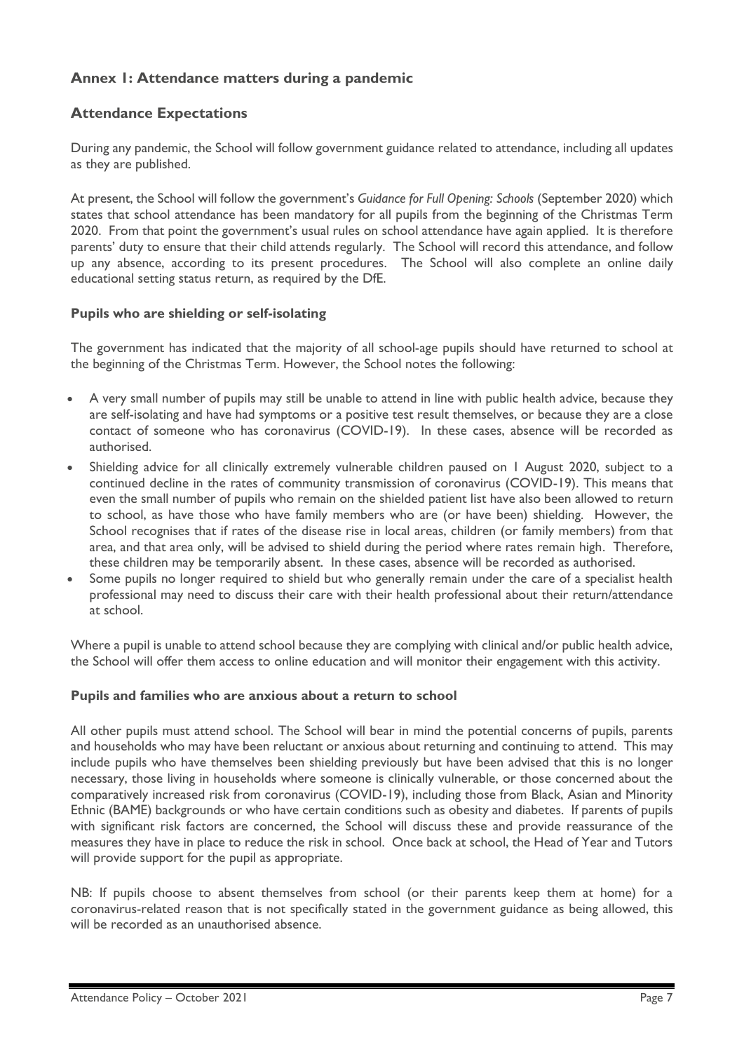## Annex 1: Attendance matters during a pandemic

## Attendance Expectations

During any pandemic, the School will follow government guidance related to attendance, including all updates as they are published.

At present, the School will follow the government's *Guidance for Full Opening: Schools* (September 2020) which states that school attendance has been mandatory for all pupils from the beginning of the Christmas Term 2020. From that point the government's usual rules on school attendance have again applied. It is therefore parents' duty to ensure that their child attends regularly. The School will record this attendance, and follow up any absence, according to its present procedures. The School will also complete an online daily educational setting status return, as required by the DfE.

### Pupils who are shielding or self-isolating

The government has indicated that the majority of all school-age pupils should have returned to school at the beginning of the Christmas Term. However, the School notes the following:

- A very small number of pupils may still be unable to attend in line with public health advice, because they are self-isolating and have had symptoms or a positive test result themselves, or because they are a close contact of someone who has coronavirus (COVID-19). In these cases, absence will be recorded as authorised.
- Shielding advice for all clinically extremely vulnerable children paused on 1 August 2020, subject to a continued decline in the rates of community transmission of coronavirus (COVID-19). This means that even the small number of pupils who remain on the shielded patient list have also been allowed to return to school, as have those who have family members who are (or have been) shielding. However, the School recognises that if rates of the disease rise in local areas, children (or family members) from that area, and that area only, will be advised to shield during the period where rates remain high. Therefore, these children may be temporarily absent. In these cases, absence will be recorded as authorised.
- Some pupils no longer required to shield but who generally remain under the care of a specialist health professional may need to discuss their care with their health professional about their return/attendance at school.

Where a pupil is unable to attend school because they are complying with clinical and/or public health advice, the School will offer them access to online education and will monitor their engagement with this activity.

### Pupils and families who are anxious about a return to school

All other pupils must attend school. The School will bear in mind the potential concerns of pupils, parents and households who may have been reluctant or anxious about returning and continuing to attend. This may include pupils who have themselves been shielding previously but have been advised that this is no longer necessary, those living in households where someone is clinically vulnerable, or those concerned about the comparatively increased risk from coronavirus (COVID-19), including those from Black, Asian and Minority Ethnic (BAME) backgrounds or who have certain conditions such as obesity and diabetes. If parents of pupils with significant risk factors are concerned, the School will discuss these and provide reassurance of the measures they have in place to reduce the risk in school. Once back at school, the Head of Year and Tutors will provide support for the pupil as appropriate.

NB: If pupils choose to absent themselves from school (or their parents keep them at home) for a coronavirus-related reason that is not specifically stated in the government guidance as being allowed, this will be recorded as an unauthorised absence.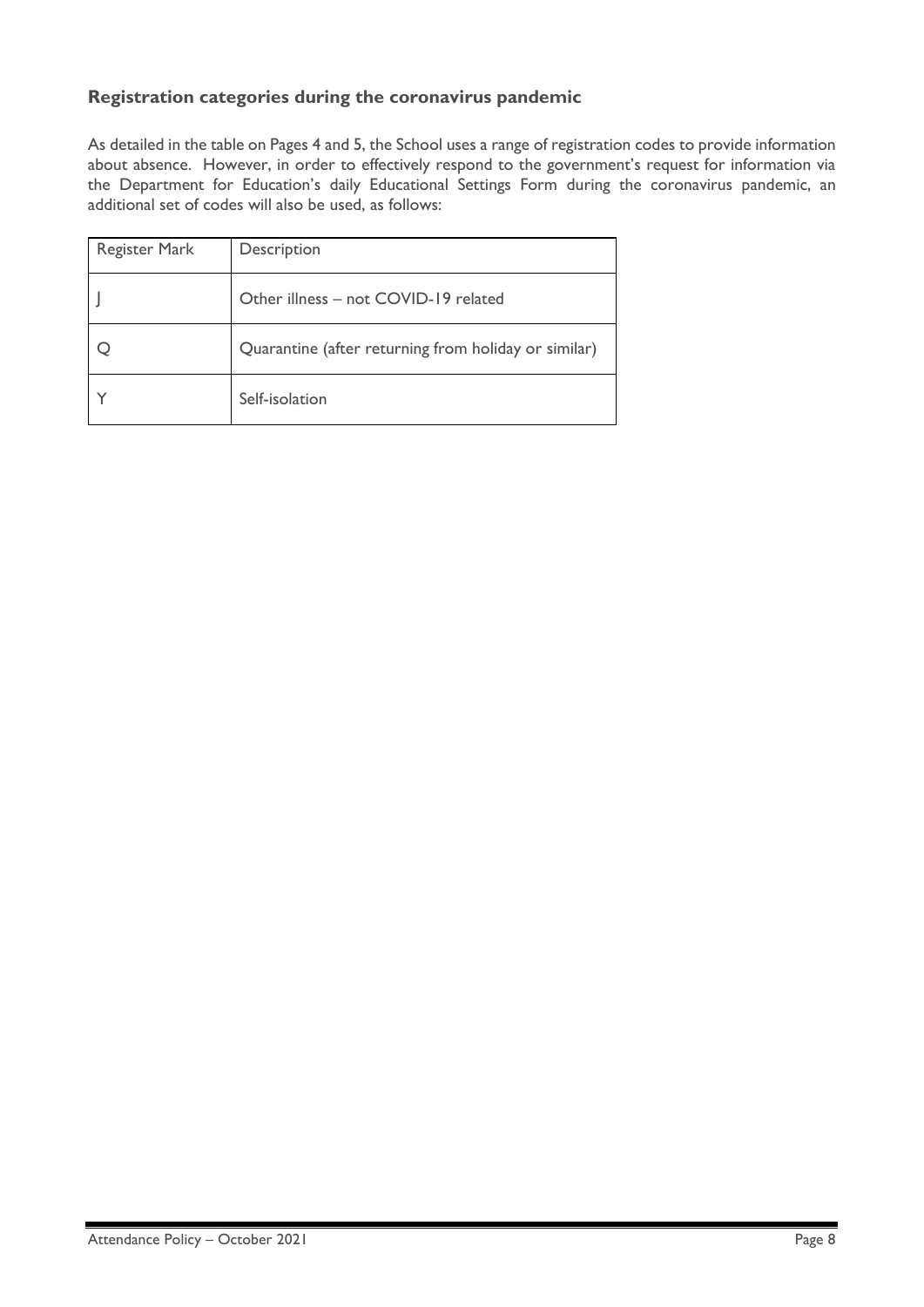## Registration categories during the coronavirus pandemic

As detailed in the table on Pages 4 and 5, the School uses a range of registration codes to provide information about absence. However, in order to effectively respond to the government's request for information via the Department for Education's daily Educational Settings Form during the coronavirus pandemic, an additional set of codes will also be used, as follows:

| Register Mark | Description |
|---|---|
| J | Other illness – not COVID-19 related |
| Q | Quarantine (after returning from holiday or similar) |
| Y | Self-isolation |